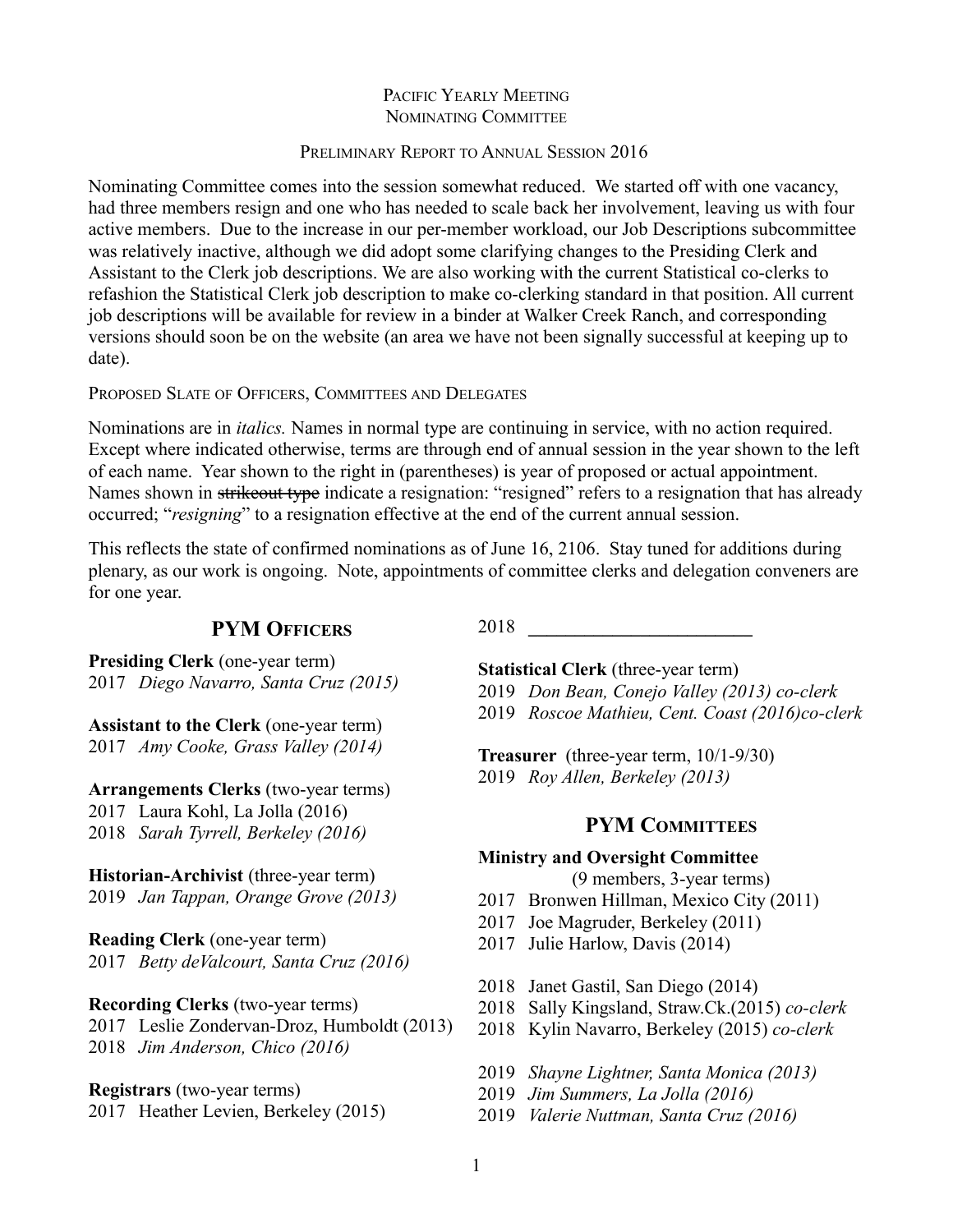# Pacific Yearly Meeting
## Nominating Committee

### Preliminary Report to Annual Session 2016

Nominating Committee comes into the session somewhat reduced. We started off with one vacancy, had three members resign and one who has needed to scale back her involvement, leaving us with four active members. Due to the increase in our per-member workload, our Job Descriptions subcommittee was relatively inactive, although we did adopt some clarifying changes to the Presiding Clerk and Assistant to the Clerk job descriptions. We are also working with the current Statistical co-clerks to refashion the Statistical Clerk job description to make co-clerking standard in that position. All current job descriptions will be available for review in a binder at Walker Creek Ranch, and corresponding versions should soon be on the website (an area we have not been signally successful at keeping up to date).

### Proposed Slate of Officers, Committees and Delegates

Nominations are in *italics.* Names in normal type are continuing in service, with no action required. Except where indicated otherwise, terms are through end of annual session in the year shown to the left of each name. Year shown to the right in (parentheses) is year of proposed or actual appointment. Names shown in ~~strikeout type~~ indicate a resignation: "resigned" refers to a resignation that has already occurred; "*resigning*" to a resignation effective at the end of the current annual session.

This reflects the state of confirmed nominations as of June 16, 2106. Stay tuned for additions during plenary, as our work is ongoing. Note, appointments of committee clerks and delegation conveners are for one year.

## PYM Officers

**Presiding Clerk** (one-year term)
2017 *Diego Navarro, Santa Cruz (2015)*

**Assistant to the Clerk** (one-year term)
2017 *Amy Cooke, Grass Valley (2014)*

**Arrangements Clerks** (two-year terms)
2017 Laura Kohl, La Jolla (2016)
2018 *Sarah Tyrrell, Berkeley (2016)*

**Historian-Archivist** (three-year term)
2019 *Jan Tappan, Orange Grove (2013)*

**Reading Clerk** (one-year term)
2017 *Betty deValcourt, Santa Cruz (2016)*

**Recording Clerks** (two-year terms)
2017 Leslie Zondervan-Droz, Humboldt (2013)
2018 *Jim Anderson, Chico (2016)*

**Registrars** (two-year terms)
2017 Heather Levien, Berkeley (2015)
2018 ________________________

**Statistical Clerk** (three-year term)
2019 *Don Bean, Conejo Valley (2013) co-clerk*
2019 *Roscoe Mathieu, Cent. Coast (2016)co-clerk*

**Treasurer** (three-year term, 10/1-9/30)
2019 *Roy Allen, Berkeley (2013)*

## PYM Committees

**Ministry and Oversight Committee**
(9 members, 3-year terms)
2017 Bronwen Hillman, Mexico City (2011)
2017 Joe Magruder, Berkeley (2011)
2017 Julie Harlow, Davis (2014)

2018 Janet Gastil, San Diego (2014)
2018 Sally Kingsland, Straw.Ck.(2015) *co-clerk*
2018 Kylin Navarro, Berkeley (2015) *co-clerk*

2019 *Shayne Lightner, Santa Monica (2013)*
2019 *Jim Summers, La Jolla (2016)*
2019 *Valerie Nuttman, Santa Cruz (2016)*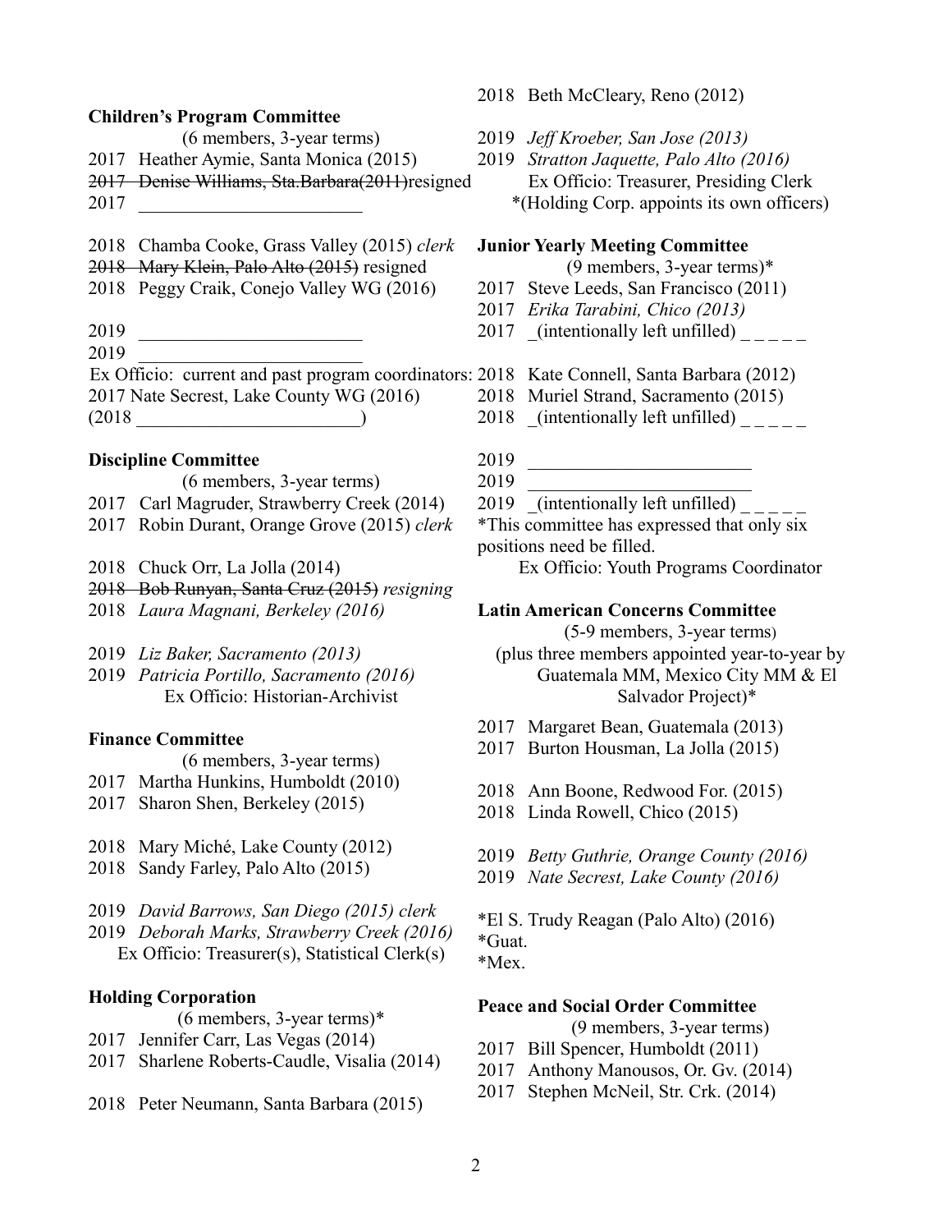**Children's Program Committee**

(6 members, 3-year terms)

2017 Heather Aymie, Santa Monica (2015)
~~2017 Denise Williams, Sta.Barbara(2011)~~resigned
2017 ________________________

2018 Chamba Cooke, Grass Valley (2015) *clerk*
~~2018 Mary Klein, Palo Alto (2015)~~ resigned
2018 Peggy Craik, Conejo Valley WG (2016)

2019 ________________________
2019 ________________________

Ex Officio: current and past program coordinators:
2017 Nate Secrest, Lake County WG (2016)
(2018 ________________________)

**Discipline Committee**

(6 members, 3-year terms)

2017 Carl Magruder, Strawberry Creek (2014)
2017 Robin Durant, Orange Grove (2015) *clerk*

2018 Chuck Orr, La Jolla (2014)
~~2018 Bob Runyan, Santa Cruz (2015)~~ *resigning*
2018 *Laura Magnani, Berkeley (2016)*

2019 *Liz Baker, Sacramento (2013)*
2019 *Patricia Portillo, Sacramento (2016)*

Ex Officio: Historian-Archivist

**Finance Committee**

(6 members, 3-year terms)

2017 Martha Hunkins, Humboldt (2010)
2017 Sharon Shen, Berkeley (2015)

2018 Mary Miché, Lake County (2012)
2018 Sandy Farley, Palo Alto (2015)

2019 *David Barrows, San Diego (2015) clerk*
2019 *Deborah Marks, Strawberry Creek (2016)*

Ex Officio: Treasurer(s), Statistical Clerk(s)

**Holding Corporation**

(6 members, 3-year terms)*

2017 Jennifer Carr, Las Vegas (2014)
2017 Sharlene Roberts-Caudle, Visalia (2014)

2018 Peter Neumann, Santa Barbara (2015)
2018 Beth McCleary, Reno (2012)

2019 *Jeff Kroeber, San Jose (2013)*
2019 *Stratton Jaquette, Palo Alto (2016)*

Ex Officio: Treasurer, Presiding Clerk
*(Holding Corp. appoints its own officers)

**Junior Yearly Meeting Committee**

(9 members, 3-year terms)*

2017 Steve Leeds, San Francisco (2011)
2017 *Erika Tarabini, Chico (2013)*
2017 _(intentionally left unfilled) _ _ _ _ _

2018 Kate Connell, Santa Barbara (2012)
2018 Muriel Strand, Sacramento (2015)
2018 _(intentionally left unfilled) _ _ _ _ _

2019 ________________________
2019 ________________________
2019 _(intentionally left unfilled) _ _ _ _ _

*This committee has expressed that only six positions need be filled.

Ex Officio: Youth Programs Coordinator

**Latin American Concerns Committee**

(5-9 members, 3-year terms)
(plus three members appointed year-to-year by Guatemala MM, Mexico City MM & El Salvador Project)*

2017 Margaret Bean, Guatemala (2013)
2017 Burton Housman, La Jolla (2015)

2018 Ann Boone, Redwood For. (2015)
2018 Linda Rowell, Chico (2015)

2019 *Betty Guthrie, Orange County (2016)*
2019 *Nate Secrest, Lake County (2016)*

*El S. Trudy Reagan (Palo Alto) (2016)
*Guat.
*Mex.

**Peace and Social Order Committee**

(9 members, 3-year terms)

2017 Bill Spencer, Humboldt (2011)
2017 Anthony Manousos, Or. Gv. (2014)
2017 Stephen McNeil, Str. Crk. (2014)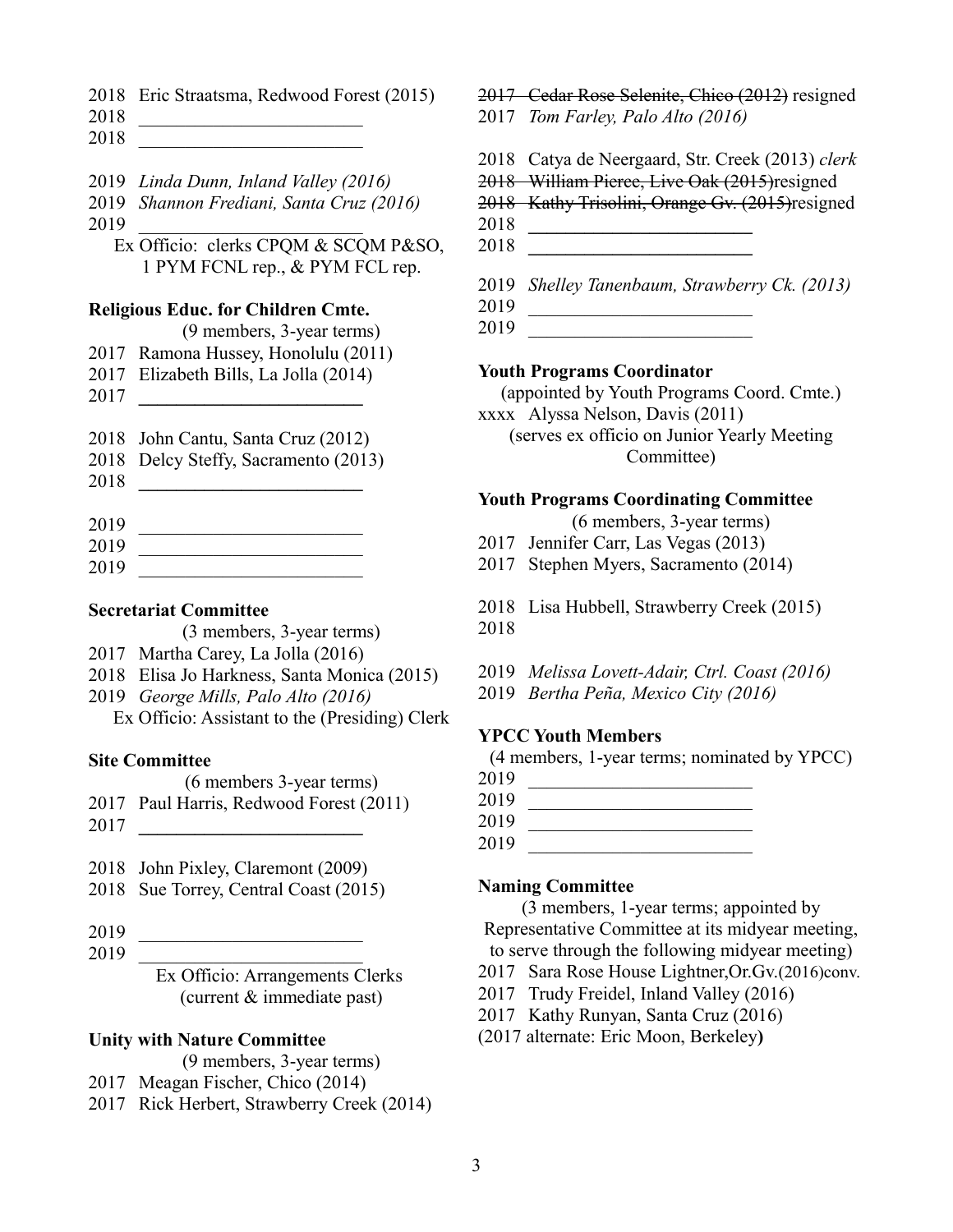2018 Eric Straatsma, Redwood Forest (2015)
2018 ________________________
2018 ________________________

2019 *Linda Dunn, Inland Valley (2016)*
2019 *Shannon Frediani, Santa Cruz (2016)*
2019 ________________________
Ex Officio: clerks CPQM & SCQM P&SO, 1 PYM FCNL rep., & PYM FCL rep.

**Religious Educ. for Children Cmte.**
(9 members, 3-year terms)
2017 Ramona Hussey, Honolulu (2011)
2017 Elizabeth Bills, La Jolla (2014)
2017 ________________________

2018 John Cantu, Santa Cruz (2012)
2018 Delcy Steffy, Sacramento (2013)
2018 ________________________

2019 ________________________
2019 ________________________
2019 ________________________

**Secretariat Committee**
(3 members, 3-year terms)
2017 Martha Carey, La Jolla (2016)
2018 Elisa Jo Harkness, Santa Monica (2015)
2019 *George Mills, Palo Alto (2016)*
Ex Officio: Assistant to the (Presiding) Clerk

**Site Committee**
(6 members 3-year terms)
2017 Paul Harris, Redwood Forest (2011)
2017 ________________________

2018 John Pixley, Claremont (2009)
2018 Sue Torrey, Central Coast (2015)

2019 ________________________
2019 ________________________
Ex Officio: Arrangements Clerks (current & immediate past)

**Unity with Nature Committee**
(9 members, 3-year terms)
2017 Meagan Fischer, Chico (2014)
2017 Rick Herbert, Strawberry Creek (2014)
~~2017 Cedar Rose Selenite, Chico (2012)~~ resigned
2017 *Tom Farley, Palo Alto (2016)*

2018 Catya de Neergaard, Str. Creek (2013) *clerk*
~~2018 William Pierce, Live Oak (2015)~~resigned
~~2018 Kathy Trisolini, Orange Gv. (2015)~~resigned
2018 ________________________
2018 ________________________

2019 *Shelley Tanenbaum, Strawberry Ck. (2013)*
2019 ________________________
2019 ________________________

**Youth Programs Coordinator**
(appointed by Youth Programs Coord. Cmte.)
xxxx Alyssa Nelson, Davis (2011)
(serves ex officio on Junior Yearly Meeting Committee)

**Youth Programs Coordinating Committee**
(6 members, 3-year terms)
2017 Jennifer Carr, Las Vegas (2013)
2017 Stephen Myers, Sacramento (2014)

2018 Lisa Hubbell, Strawberry Creek (2015)
2018

2019 *Melissa Lovett-Adair, Ctrl. Coast (2016)*
2019 *Bertha Peña, Mexico City (2016)*

**YPCC Youth Members**
(4 members, 1-year terms; nominated by YPCC)
2019 ________________________
2019 ________________________
2019 ________________________
2019 ________________________

**Naming Committee**
(3 members, 1-year terms; appointed by Representative Committee at its midyear meeting, to serve through the following midyear meeting)
2017 Sara Rose House Lightner,Or.Gv.(2016)conv.
2017 Trudy Freidel, Inland Valley (2016)
2017 Kathy Runyan, Santa Cruz (2016)
(2017 alternate: Eric Moon, Berkeley**)**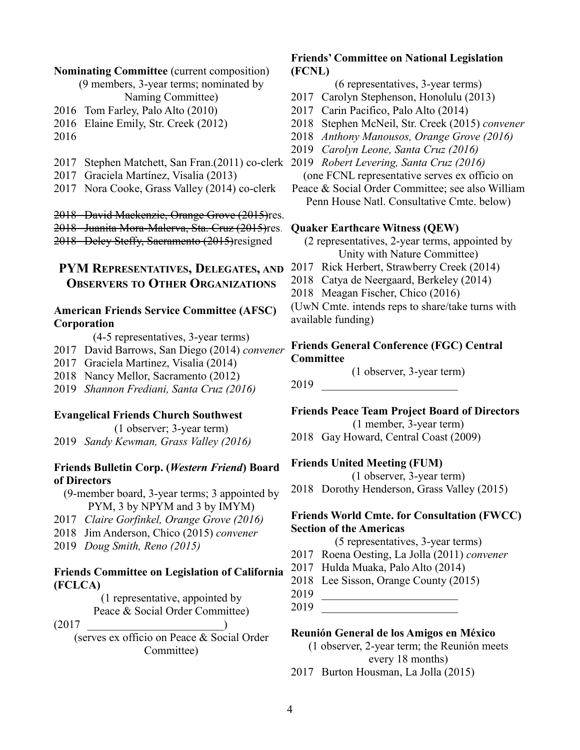**Nominating Committee** (current composition)

(9 members, 3-year terms; nominated by Naming Committee)

2016 Tom Farley, Palo Alto (2010)
2016 Elaine Emily, Str. Creek (2012)
2016

2017 Stephen Matchett, San Fran.(2011) co-clerk
2017 Graciela Martínez, Visalia (2013)
2017 Nora Cooke, Grass Valley (2014) co-clerk

~~2018 David Mackenzie, Orange Grove (2015)~~res.
~~2018 Juanita Mora-Malerva, Sta. Cruz (2015)~~res.
~~2018 Deley Steffy, Sacramento (2015)~~resigned

## PYM Representatives, Delegates, and Observers to Other Organizations

**American Friends Service Committee (AFSC) Corporation**

(4-5 representatives, 3-year terms)

2017 David Barrows, San Diego (2014) *convener*
2017 Graciela Martinez, Visalia (2014)
2018 Nancy Mellor, Sacramento (2012)
2019 *Shannon Frediani, Santa Cruz (2016)*

**Evangelical Friends Church Southwest**

(1 observer; 3-year term)

2019 *Sandy Kewman, Grass Valley (2016)*

**Friends Bulletin Corp. (*Western Friend*) Board of Directors**

(9-member board, 3-year terms; 3 appointed by PYM, 3 by NPYM and 3 by IMYM)

2017 *Claire Gorfinkel, Orange Grove (2016)*
2018 Jim Anderson, Chico (2015) *convener*
2019 *Doug Smith, Reno (2015)*

**Friends Committee on Legislation of California (FCLCA)**

(1 representative, appointed by Peace & Social Order Committee)

(2017 ________________________)

(serves ex officio on Peace & Social Order Committee)

**Friends' Committee on National Legislation (FCNL)**

(6 representatives, 3-year terms)

2017 Carolyn Stephenson, Honolulu (2013)
2017 Carin Pacifico, Palo Alto (2014)
2018 Stephen McNeil, Str. Creek (2015) *convener*
2018 *Anthony Manousos, Orange Grove (2016)*
2019 *Carolyn Leone, Santa Cruz (2016)*
2019 *Robert Levering, Santa Cruz (2016)*

(one FCNL representative serves ex officio on Peace & Social Order Committee; see also William Penn House Natl. Consultative Cmte. below)

**Quaker Earthcare Witness (QEW)**

(2 representatives, 2-year terms, appointed by Unity with Nature Committee)

2017 Rick Herbert, Strawberry Creek (2014)
2018 Catya de Neergaard, Berkeley (2014)
2018 Meagan Fischer, Chico (2016)

(UwN Cmte. intends reps to share/take turns with available funding)

**Friends General Conference (FGC) Central Committee**

(1 observer, 3-year term)

2019 ________________________

**Friends Peace Team Project Board of Directors**

(1 member, 3-year term)

2018 Gay Howard, Central Coast (2009)

**Friends United Meeting (FUM)**

(1 observer, 3-year term)

2018 Dorothy Henderson, Grass Valley (2015)

**Friends World Cmte. for Consultation (FWCC) Section of the Americas**

(5 representatives, 3-year terms)

2017 Roena Oesting, La Jolla (2011) *convener*
2017 Hulda Muaka, Palo Alto (2014)
2018 Lee Sisson, Orange County (2015)
2019 ________________________
2019 ________________________

**Reunión General de los Amigos en México**

(1 observer, 2-year term; the Reunión meets every 18 months)

2017 Burton Housman, La Jolla (2015)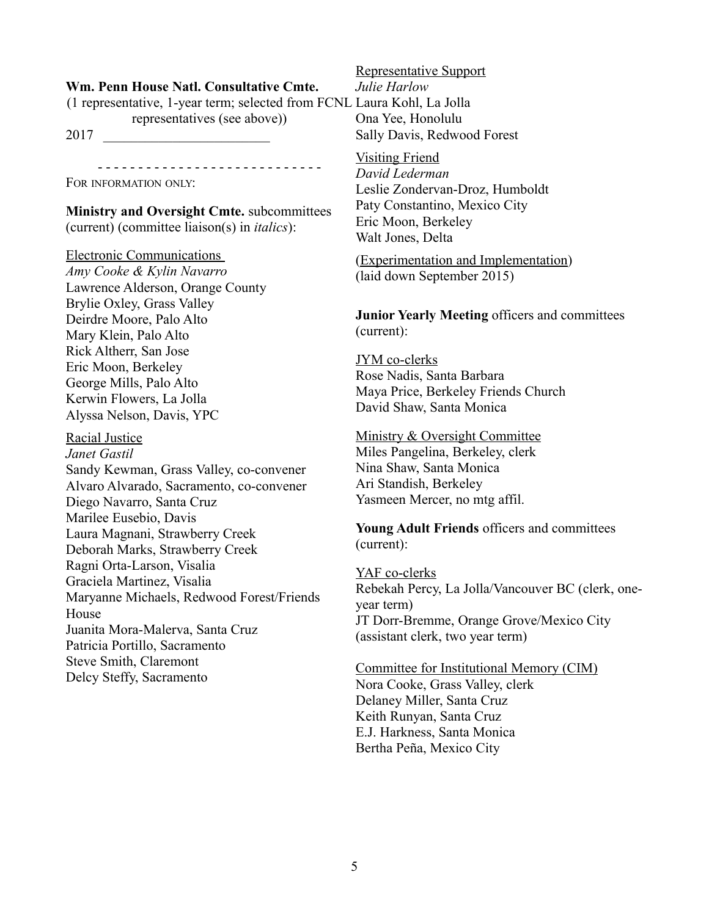**Wm. Penn House Natl. Consultative Cmte.**
(1 representative, 1-year term; selected from FCNL representatives (see above))

2017 ________________________

- - - - - - - - - - - - - - - - - - - - - - - - - - -

For information only:

**Ministry and Oversight Cmte.** subcommittees (current) (committee liaison(s) in *italics*):

Electronic Communications
*Amy Cooke & Kylin Navarro*
Lawrence Alderson, Orange County
Brylie Oxley, Grass Valley
Deirdre Moore, Palo Alto
Mary Klein, Palo Alto
Rick Altherr, San Jose
Eric Moon, Berkeley
George Mills, Palo Alto
Kerwin Flowers, La Jolla
Alyssa Nelson, Davis, YPC

Racial Justice
*Janet Gastil*
Sandy Kewman, Grass Valley, co-convener
Alvaro Alvarado, Sacramento, co-convener
Diego Navarro, Santa Cruz
Marilee Eusebio, Davis
Laura Magnani, Strawberry Creek
Deborah Marks, Strawberry Creek
Ragni Orta-Larson, Visalia
Graciela Martinez, Visalia
Maryanne Michaels, Redwood Forest/Friends House
Juanita Mora-Malerva, Santa Cruz
Patricia Portillo, Sacramento
Steve Smith, Claremont
Delcy Steffy, Sacramento

Representative Support
*Julie Harlow*
Laura Kohl, La Jolla
Ona Yee, Honolulu
Sally Davis, Redwood Forest

Visiting Friend
*David Lederman*
Leslie Zondervan-Droz, Humboldt
Paty Constantino, Mexico City
Eric Moon, Berkeley
Walt Jones, Delta

(Experimentation and Implementation)
(laid down September 2015)

**Junior Yearly Meeting** officers and committees (current):

JYM co-clerks
Rose Nadis, Santa Barbara
Maya Price, Berkeley Friends Church
David Shaw, Santa Monica

Ministry & Oversight Committee
Miles Pangelina, Berkeley, clerk
Nina Shaw, Santa Monica
Ari Standish, Berkeley
Yasmeen Mercer, no mtg affil.

**Young Adult Friends** officers and committees (current):

YAF co-clerks
Rebekah Percy, La Jolla/Vancouver BC (clerk, one-year term)
JT Dorr-Bremme, Orange Grove/Mexico City (assistant clerk, two year term)

Committee for Institutional Memory (CIM)
Nora Cooke, Grass Valley, clerk
Delaney Miller, Santa Cruz
Keith Runyan, Santa Cruz
E.J. Harkness, Santa Monica
Bertha Peña, Mexico City